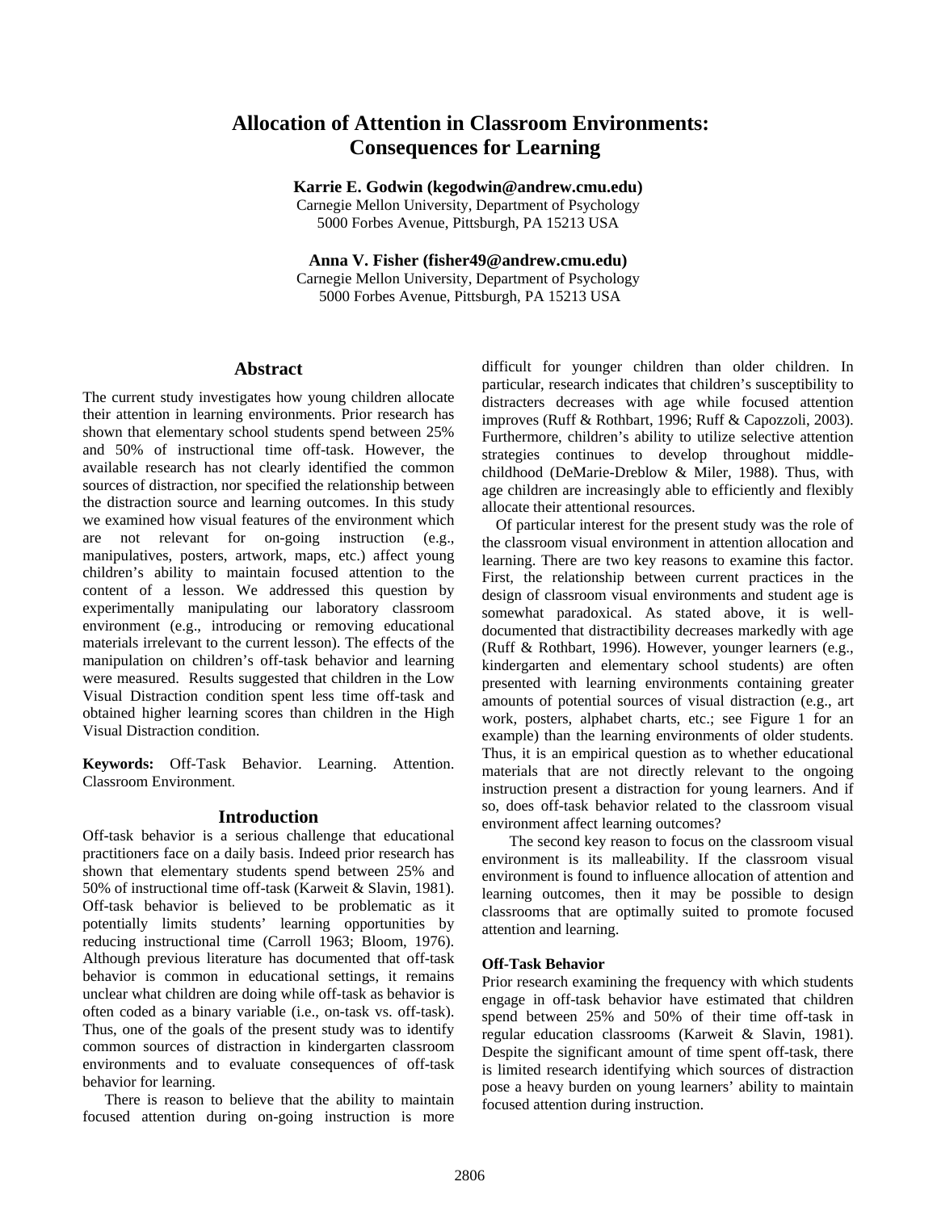# Allocation of Attention in Classroom Environments: Consequences for Learning

**Karrie E. Godwin (kegodwin@andrew.cmu.edu)**
Carnegie Mellon University, Department of Psychology
5000 Forbes Avenue, Pittsburgh, PA 15213 USA

**Anna V. Fisher (fisher49@andrew.cmu.edu)**
Carnegie Mellon University, Department of Psychology
5000 Forbes Avenue, Pittsburgh, PA 15213 USA

## Abstract

The current study investigates how young children allocate their attention in learning environments. Prior research has shown that elementary school students spend between 25% and 50% of instructional time off-task. However, the available research has not clearly identified the common sources of distraction, nor specified the relationship between the distraction source and learning outcomes. In this study we examined how visual features of the environment which are not relevant for on-going instruction (e.g., manipulatives, posters, artwork, maps, etc.) affect young children's ability to maintain focused attention to the content of a lesson. We addressed this question by experimentally manipulating our laboratory classroom environment (e.g., introducing or removing educational materials irrelevant to the current lesson). The effects of the manipulation on children's off-task behavior and learning were measured. Results suggested that children in the Low Visual Distraction condition spent less time off-task and obtained higher learning scores than children in the High Visual Distraction condition.

**Keywords:** Off-Task Behavior. Learning. Attention. Classroom Environment.

## Introduction

Off-task behavior is a serious challenge that educational practitioners face on a daily basis. Indeed prior research has shown that elementary students spend between 25% and 50% of instructional time off-task (Karweit & Slavin, 1981). Off-task behavior is believed to be problematic as it potentially limits students' learning opportunities by reducing instructional time (Carroll 1963; Bloom, 1976). Although previous literature has documented that off-task behavior is common in educational settings, it remains unclear what children are doing while off-task as behavior is often coded as a binary variable (i.e., on-task vs. off-task). Thus, one of the goals of the present study was to identify common sources of distraction in kindergarten classroom environments and to evaluate consequences of off-task behavior for learning.

There is reason to believe that the ability to maintain focused attention during on-going instruction is more difficult for younger children than older children. In particular, research indicates that children's susceptibility to distracters decreases with age while focused attention improves (Ruff & Rothbart, 1996; Ruff & Capozzoli, 2003). Furthermore, children's ability to utilize selective attention strategies continues to develop throughout middle-childhood (DeMarie-Dreblow & Miler, 1988). Thus, with age children are increasingly able to efficiently and flexibly allocate their attentional resources.

Of particular interest for the present study was the role of the classroom visual environment in attention allocation and learning. There are two key reasons to examine this factor. First, the relationship between current practices in the design of classroom visual environments and student age is somewhat paradoxical. As stated above, it is well-documented that distractibility decreases markedly with age (Ruff & Rothbart, 1996). However, younger learners (e.g., kindergarten and elementary school students) are often presented with learning environments containing greater amounts of potential sources of visual distraction (e.g., art work, posters, alphabet charts, etc.; see Figure 1 for an example) than the learning environments of older students. Thus, it is an empirical question as to whether educational materials that are not directly relevant to the ongoing instruction present a distraction for young learners. And if so, does off-task behavior related to the classroom visual environment affect learning outcomes?

The second key reason to focus on the classroom visual environment is its malleability. If the classroom visual environment is found to influence allocation of attention and learning outcomes, then it may be possible to design classrooms that are optimally suited to promote focused attention and learning.

### Off-Task Behavior

Prior research examining the frequency with which students engage in off-task behavior have estimated that children spend between 25% and 50% of their time off-task in regular education classrooms (Karweit & Slavin, 1981). Despite the significant amount of time spent off-task, there is limited research identifying which sources of distraction pose a heavy burden on young learners' ability to maintain focused attention during instruction.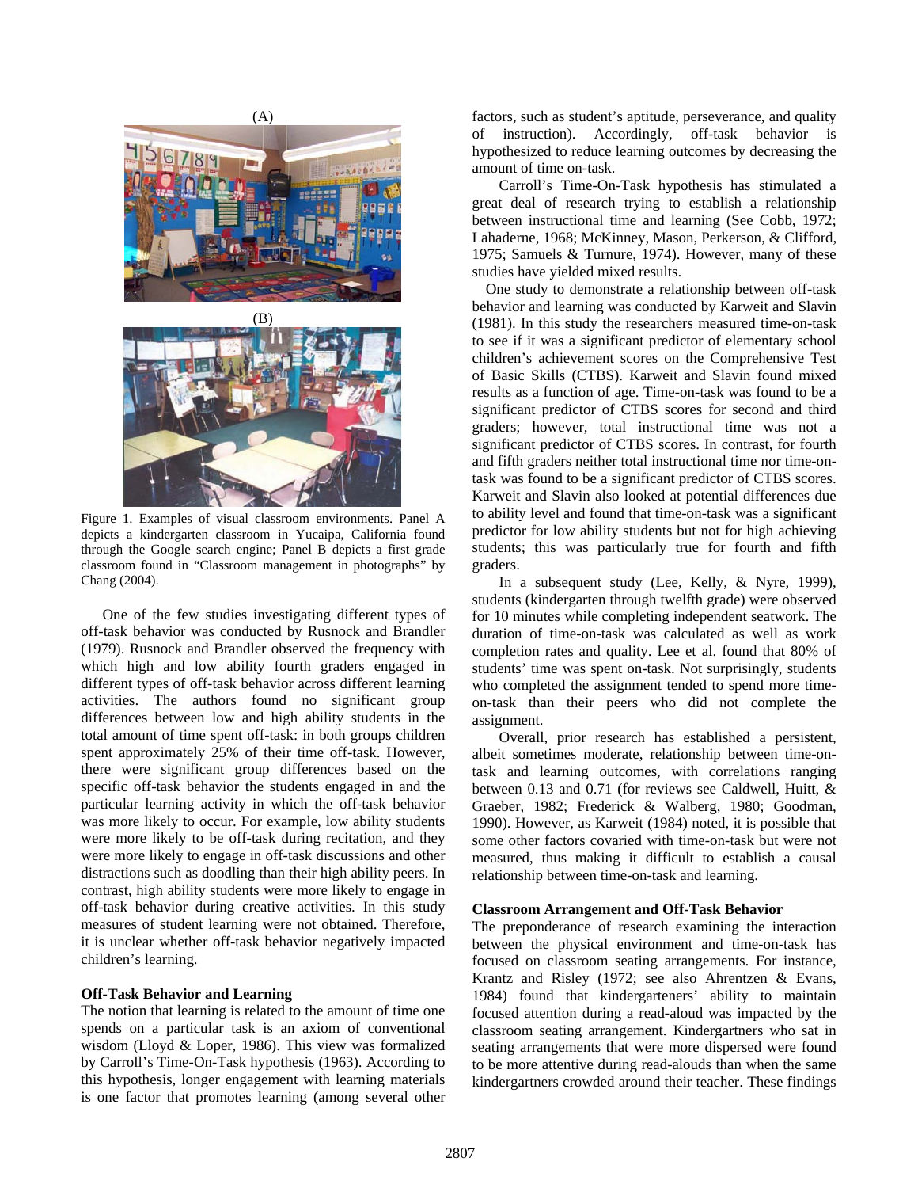(A)

(B)

Figure 1. Examples of visual classroom environments. Panel A depicts a kindergarten classroom in Yucaipa, California found through the Google search engine; Panel B depicts a first grade classroom found in "Classroom management in photographs" by Chang (2004).

One of the few studies investigating different types of off-task behavior was conducted by Rusnock and Brandler (1979). Rusnock and Brandler observed the frequency with which high and low ability fourth graders engaged in different types of off-task behavior across different learning activities. The authors found no significant group differences between low and high ability students in the total amount of time spent off-task: in both groups children spent approximately 25% of their time off-task. However, there were significant group differences based on the specific off-task behavior the students engaged in and the particular learning activity in which the off-task behavior was more likely to occur. For example, low ability students were more likely to be off-task during recitation, and they were more likely to engage in off-task discussions and other distractions such as doodling than their high ability peers. In contrast, high ability students were more likely to engage in off-task behavior during creative activities. In this study measures of student learning were not obtained. Therefore, it is unclear whether off-task behavior negatively impacted children's learning.

## Off-Task Behavior and Learning

The notion that learning is related to the amount of time one spends on a particular task is an axiom of conventional wisdom (Lloyd & Loper, 1986). This view was formalized by Carroll's Time-On-Task hypothesis (1963). According to this hypothesis, longer engagement with learning materials is one factor that promotes learning (among several other factors, such as student's aptitude, perseverance, and quality of instruction). Accordingly, off-task behavior is hypothesized to reduce learning outcomes by decreasing the amount of time on-task.

Carroll's Time-On-Task hypothesis has stimulated a great deal of research trying to establish a relationship between instructional time and learning (See Cobb, 1972; Lahaderne, 1968; McKinney, Mason, Perkerson, & Clifford, 1975; Samuels & Turnure, 1974). However, many of these studies have yielded mixed results.

One study to demonstrate a relationship between off-task behavior and learning was conducted by Karweit and Slavin (1981). In this study the researchers measured time-on-task to see if it was a significant predictor of elementary school children's achievement scores on the Comprehensive Test of Basic Skills (CTBS). Karweit and Slavin found mixed results as a function of age. Time-on-task was found to be a significant predictor of CTBS scores for second and third graders; however, total instructional time was not a significant predictor of CTBS scores. In contrast, for fourth and fifth graders neither total instructional time nor time-on-task was found to be a significant predictor of CTBS scores. Karweit and Slavin also looked at potential differences due to ability level and found that time-on-task was a significant predictor for low ability students but not for high achieving students; this was particularly true for fourth and fifth graders.

In a subsequent study (Lee, Kelly, & Nyre, 1999), students (kindergarten through twelfth grade) were observed for 10 minutes while completing independent seatwork. The duration of time-on-task was calculated as well as work completion rates and quality. Lee et al. found that 80% of students' time was spent on-task. Not surprisingly, students who completed the assignment tended to spend more time-on-task than their peers who did not complete the assignment.

Overall, prior research has established a persistent, albeit sometimes moderate, relationship between time-on-task and learning outcomes, with correlations ranging between 0.13 and 0.71 (for reviews see Caldwell, Huitt, & Graeber, 1982; Frederick & Walberg, 1980; Goodman, 1990). However, as Karweit (1984) noted, it is possible that some other factors covaried with time-on-task but were not measured, thus making it difficult to establish a causal relationship between time-on-task and learning.

## Classroom Arrangement and Off-Task Behavior

The preponderance of research examining the interaction between the physical environment and time-on-task has focused on classroom seating arrangements. For instance, Krantz and Risley (1972; see also Ahrentzen & Evans, 1984) found that kindergarteners' ability to maintain focused attention during a read-aloud was impacted by the classroom seating arrangement. Kindergartners who sat in seating arrangements that were more dispersed were found to be more attentive during read-alouds than when the same kindergartners crowded around their teacher. These findings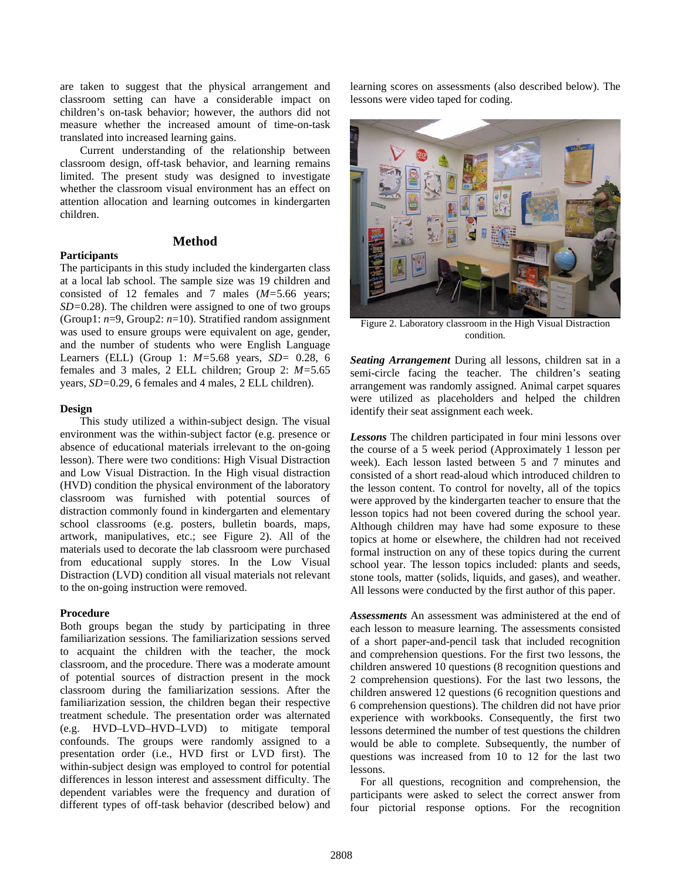are taken to suggest that the physical arrangement and classroom setting can have a considerable impact on children's on-task behavior; however, the authors did not measure whether the increased amount of time-on-task translated into increased learning gains.

Current understanding of the relationship between classroom design, off-task behavior, and learning remains limited. The present study was designed to investigate whether the classroom visual environment has an effect on attention allocation and learning outcomes in kindergarten children.

## Method

### Participants

The participants in this study included the kindergarten class at a local lab school. The sample size was 19 children and consisted of 12 females and 7 males ($M$=5.66 years; $SD$=0.28). The children were assigned to one of two groups (Group1: $n$=9, Group2: $n$=10). Stratified random assignment was used to ensure groups were equivalent on age, gender, and the number of students who were English Language Learners (ELL) (Group 1: $M$=5.68 years, $SD$= 0.28, 6 females and 3 males, 2 ELL children; Group 2: $M$=5.65 years, $SD$=0.29, 6 females and 4 males, 2 ELL children).

### Design

This study utilized a within-subject design. The visual environment was the within-subject factor (e.g. presence or absence of educational materials irrelevant to the on-going lesson). There were two conditions: High Visual Distraction and Low Visual Distraction. In the High visual distraction (HVD) condition the physical environment of the laboratory classroom was furnished with potential sources of distraction commonly found in kindergarten and elementary school classrooms (e.g. posters, bulletin boards, maps, artwork, manipulatives, etc.; see Figure 2). All of the materials used to decorate the lab classroom were purchased from educational supply stores. In the Low Visual Distraction (LVD) condition all visual materials not relevant to the on-going instruction were removed.

### Procedure

Both groups began the study by participating in three familiarization sessions. The familiarization sessions served to acquaint the children with the teacher, the mock classroom, and the procedure. There was a moderate amount of potential sources of distraction present in the mock classroom during the familiarization sessions. After the familiarization session, the children began their respective treatment schedule. The presentation order was alternated (e.g. HVD–LVD–HVD–LVD) to mitigate temporal confounds. The groups were randomly assigned to a presentation order (i.e., HVD first or LVD first). The within-subject design was employed to control for potential differences in lesson interest and assessment difficulty. The dependent variables were the frequency and duration of different types of off-task behavior (described below) and learning scores on assessments (also described below). The lessons were video taped for coding.

Figure 2. Laboratory classroom in the High Visual Distraction condition.

***Seating Arrangement*** During all lessons, children sat in a semi-circle facing the teacher. The children's seating arrangement was randomly assigned. Animal carpet squares were utilized as placeholders and helped the children identify their seat assignment each week.

***Lessons*** The children participated in four mini lessons over the course of a 5 week period (Approximately 1 lesson per week). Each lesson lasted between 5 and 7 minutes and consisted of a short read-aloud which introduced children to the lesson content. To control for novelty, all of the topics were approved by the kindergarten teacher to ensure that the lesson topics had not been covered during the school year. Although children may have had some exposure to these topics at home or elsewhere, the children had not received formal instruction on any of these topics during the current school year. The lesson topics included: plants and seeds, stone tools, matter (solids, liquids, and gases), and weather. All lessons were conducted by the first author of this paper.

***Assessments*** An assessment was administered at the end of each lesson to measure learning. The assessments consisted of a short paper-and-pencil task that included recognition and comprehension questions. For the first two lessons, the children answered 10 questions (8 recognition questions and 2 comprehension questions). For the last two lessons, the children answered 12 questions (6 recognition questions and 6 comprehension questions). The children did not have prior experience with workbooks. Consequently, the first two lessons determined the number of test questions the children would be able to complete. Subsequently, the number of questions was increased from 10 to 12 for the last two lessons.

For all questions, recognition and comprehension, the participants were asked to select the correct answer from four pictorial response options. For the recognition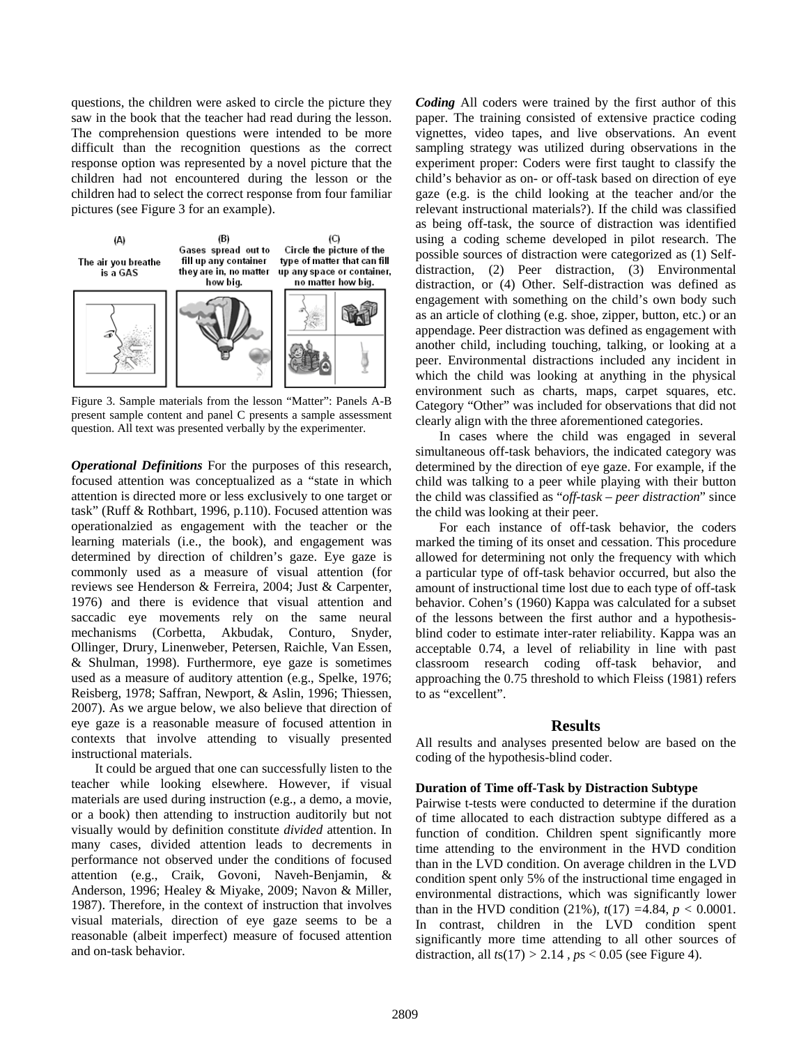questions, the children were asked to circle the picture they saw in the book that the teacher had read during the lesson. The comprehension questions were intended to be more difficult than the recognition questions as the correct response option was represented by a novel picture that the children had not encountered during the lesson or the children had to select the correct response from four familiar pictures (see Figure 3 for an example).

(A)
The air you breathe is a GAS

(B)
Gases spread out to fill up any container they are in, no matter how big.

(C)
Circle the picture of the type of matter that can fill up any space or container, no matter how big.

Figure 3. Sample materials from the lesson "Matter": Panels A-B present sample content and panel C presents a sample assessment question. All text was presented verbally by the experimenter.

***Operational Definitions*** For the purposes of this research, focused attention was conceptualized as a "state in which attention is directed more or less exclusively to one target or task" (Ruff & Rothbart, 1996, p.110). Focused attention was operationalzied as engagement with the teacher or the learning materials (i.e., the book), and engagement was determined by direction of children's gaze. Eye gaze is commonly used as a measure of visual attention (for reviews see Henderson & Ferreira, 2004; Just & Carpenter, 1976) and there is evidence that visual attention and saccadic eye movements rely on the same neural mechanisms (Corbetta, Akbudak, Conturo, Snyder, Ollinger, Drury, Linenweber, Petersen, Raichle, Van Essen, & Shulman, 1998). Furthermore, eye gaze is sometimes used as a measure of auditory attention (e.g., Spelke, 1976; Reisberg, 1978; Saffran, Newport, & Aslin, 1996; Thiessen, 2007). As we argue below, we also believe that direction of eye gaze is a reasonable measure of focused attention in contexts that involve attending to visually presented instructional materials.

It could be argued that one can successfully listen to the teacher while looking elsewhere. However, if visual materials are used during instruction (e.g., a demo, a movie, or a book) then attending to instruction auditorily but not visually would by definition constitute *divided* attention. In many cases, divided attention leads to decrements in performance not observed under the conditions of focused attention (e.g., Craik, Govoni, Naveh-Benjamin, & Anderson, 1996; Healey & Miyake, 2009; Navon & Miller, 1987). Therefore, in the context of instruction that involves visual materials, direction of eye gaze seems to be a reasonable (albeit imperfect) measure of focused attention and on-task behavior.

***Coding*** All coders were trained by the first author of this paper. The training consisted of extensive practice coding vignettes, video tapes, and live observations. An event sampling strategy was utilized during observations in the experiment proper: Coders were first taught to classify the child's behavior as on- or off-task based on direction of eye gaze (e.g. is the child looking at the teacher and/or the relevant instructional materials?). If the child was classified as being off-task, the source of distraction was identified using a coding scheme developed in pilot research. The possible sources of distraction were categorized as (1) Self-distraction, (2) Peer distraction, (3) Environmental distraction, or (4) Other. Self-distraction was defined as engagement with something on the child's own body such as an article of clothing (e.g. shoe, zipper, button, etc.) or an appendage. Peer distraction was defined as engagement with another child, including touching, talking, or looking at a peer. Environmental distractions included any incident in which the child was looking at anything in the physical environment such as charts, maps, carpet squares, etc. Category "Other" was included for observations that did not clearly align with the three aforementioned categories.

In cases where the child was engaged in several simultaneous off-task behaviors, the indicated category was determined by the direction of eye gaze. For example, if the child was talking to a peer while playing with their button the child was classified as "*off-task – peer distraction*" since the child was looking at their peer.

For each instance of off-task behavior, the coders marked the timing of its onset and cessation. This procedure allowed for determining not only the frequency with which a particular type of off-task behavior occurred, but also the amount of instructional time lost due to each type of off-task behavior. Cohen's (1960) Kappa was calculated for a subset of the lessons between the first author and a hypothesis-blind coder to estimate inter-rater reliability. Kappa was an acceptable 0.74, a level of reliability in line with past classroom research coding off-task behavior, and approaching the 0.75 threshold to which Fleiss (1981) refers to as "excellent".

## Results

All results and analyses presented below are based on the coding of the hypothesis-blind coder.

### Duration of Time off-Task by Distraction Subtype

Pairwise t-tests were conducted to determine if the duration of time allocated to each distraction subtype differed as a function of condition. Children spent significantly more time attending to the environment in the HVD condition than in the LVD condition. On average children in the LVD condition spent only 5% of the instructional time engaged in environmental distractions, which was significantly lower than in the HVD condition (21%), $t(17) = 4.84$, $p < 0.0001$. In contrast, children in the LVD condition spent significantly more time attending to all other sources of distraction, all $ts(17) > 2.14$ , $ps < 0.05$ (see Figure 4).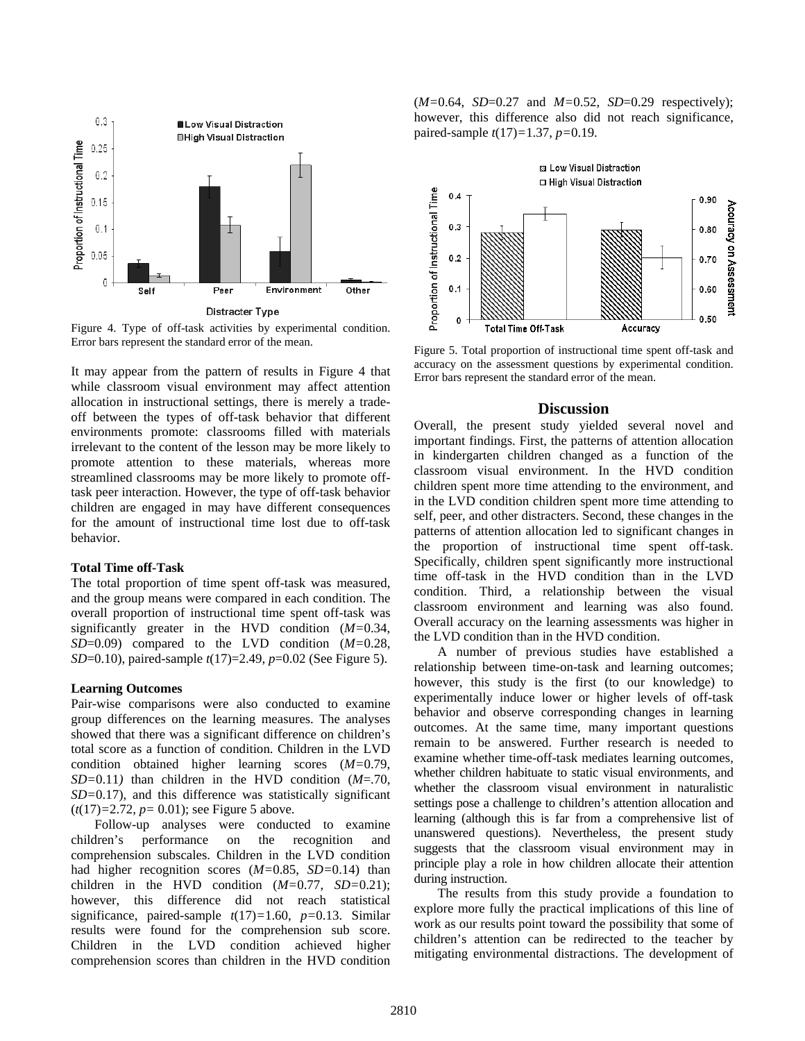0.3
Low Visual Distraction
High Visual Distraction
0.25
0.2
0.15
0.1
0.05
0
Proportion of Instructional Time
Self
Peer
Environment
Other
Distracter Type

Figure 4. Type of off-task activities by experimental condition. Error bars represent the standard error of the mean.

It may appear from the pattern of results in Figure 4 that while classroom visual environment may affect attention allocation in instructional settings, there is merely a trade-off between the types of off-task behavior that different environments promote: classrooms filled with materials irrelevant to the content of the lesson may be more likely to promote attention to these materials, whereas more streamlined classrooms may be more likely to promote off-task peer interaction. However, the type of off-task behavior children are engaged in may have different consequences for the amount of instructional time lost due to off-task behavior.

**Total Time off-Task**

The total proportion of time spent off-task was measured, and the group means were compared in each condition. The overall proportion of instructional time spent off-task was significantly greater in the HVD condition ($M$=0.34, $SD$=0.09) compared to the LVD condition ($M$=0.28, $SD$=0.10), paired-sample $t(17)$=2.49, $p$=0.02 (See Figure 5).

**Learning Outcomes**

Pair-wise comparisons were also conducted to examine group differences on the learning measures. The analyses showed that there was a significant difference on children's total score as a function of condition. Children in the LVD condition obtained higher learning scores ($M$=0.79, $SD$=0.11) than children in the HVD condition ($M$=.70, $SD$=0.17), and this difference was statistically significant ($t(17)$=2.72, $p$= 0.01); see Figure 5 above.

Follow-up analyses were conducted to examine children's performance on the recognition and comprehension subscales. Children in the LVD condition had higher recognition scores ($M$=0.85, $SD$=0.14) than children in the HVD condition ($M$=0.77, $SD$=0.21); however, this difference did not reach statistical significance, paired-sample $t(17)$=1.60, $p$=0.13. Similar results were found for the comprehension sub score. Children in the LVD condition achieved higher comprehension scores than children in the HVD condition ($M$=0.64, $SD$=0.27 and $M$=0.52, $SD$=0.29 respectively); however, this difference also did not reach significance, paired-sample $t(17)$=1.37, $p$=0.19.

Low Visual Distraction
High Visual Distraction
Proportion of Instructional Time
0.4
0.3
0.2
0.1
0
Total Time Off-Task
Accuracy
0.90
0.80
0.70
0.60
0.50
Accuracy on Assessment

Figure 5. Total proportion of instructional time spent off-task and accuracy on the assessment questions by experimental condition. Error bars represent the standard error of the mean.

## Discussion

Overall, the present study yielded several novel and important findings. First, the patterns of attention allocation in kindergarten children changed as a function of the classroom visual environment. In the HVD condition children spent more time attending to the environment, and in the LVD condition children spent more time attending to self, peer, and other distracters. Second, these changes in the patterns of attention allocation led to significant changes in the proportion of instructional time spent off-task. Specifically, children spent significantly more instructional time off-task in the HVD condition than in the LVD condition. Third, a relationship between the visual classroom environment and learning was also found. Overall accuracy on the learning assessments was higher in the LVD condition than in the HVD condition.

A number of previous studies have established a relationship between time-on-task and learning outcomes; however, this study is the first (to our knowledge) to experimentally induce lower or higher levels of off-task behavior and observe corresponding changes in learning outcomes. At the same time, many important questions remain to be answered. Further research is needed to examine whether time-off-task mediates learning outcomes, whether children habituate to static visual environments, and whether the classroom visual environment in naturalistic settings pose a challenge to children's attention allocation and learning (although this is far from a comprehensive list of unanswered questions). Nevertheless, the present study suggests that the classroom visual environment may in principle play a role in how children allocate their attention during instruction.

The results from this study provide a foundation to explore more fully the practical implications of this line of work as our results point toward the possibility that some of children's attention can be redirected to the teacher by mitigating environmental distractions. The development of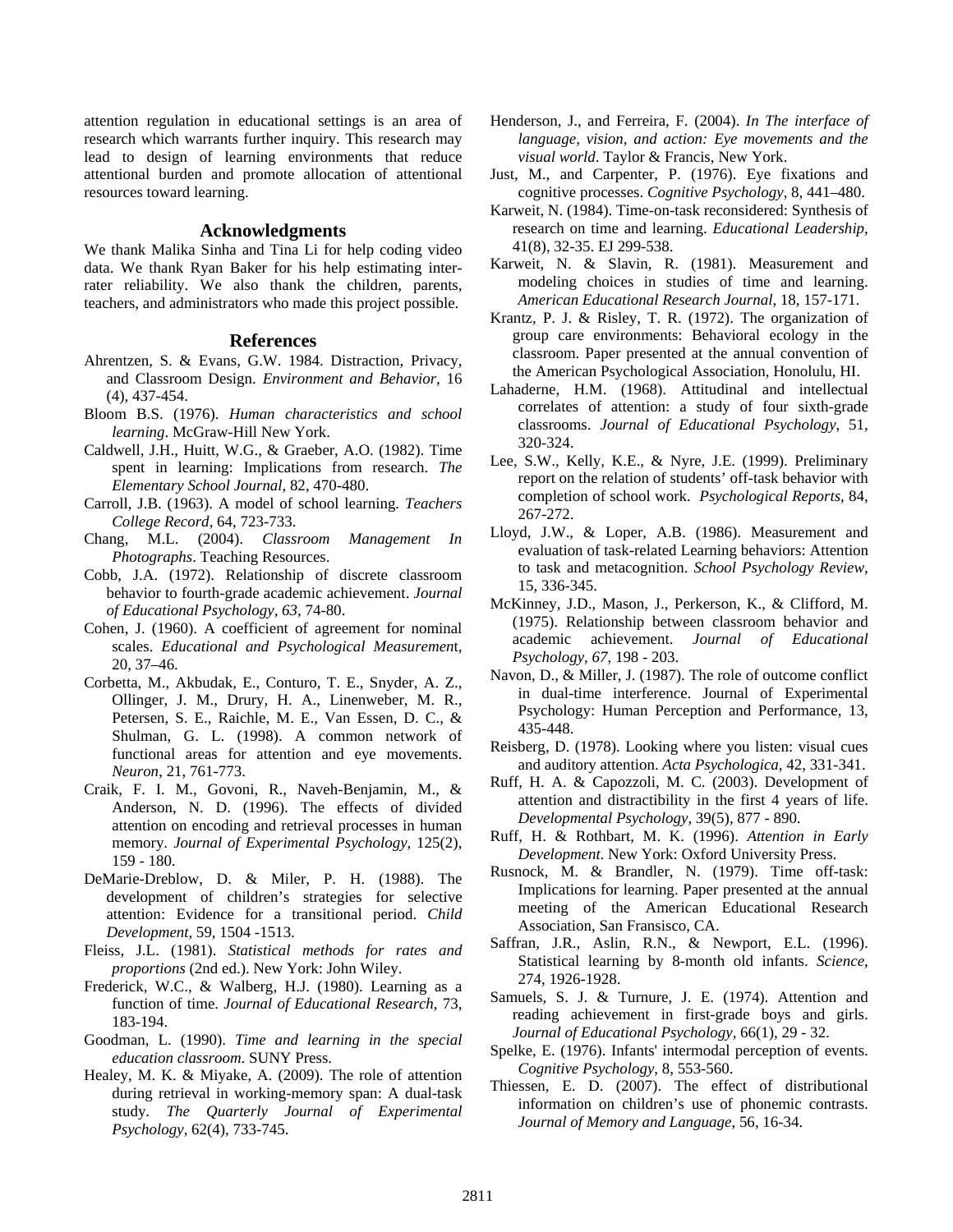attention regulation in educational settings is an area of research which warrants further inquiry. This research may lead to design of learning environments that reduce attentional burden and promote allocation of attentional resources toward learning.

## Acknowledgments

We thank Malika Sinha and Tina Li for help coding video data. We thank Ryan Baker for his help estimating inter-rater reliability. We also thank the children, parents, teachers, and administrators who made this project possible.

## References

Ahrentzen, S. & Evans, G.W. 1984. Distraction, Privacy, and Classroom Design. *Environment and Behavior*, 16 (4), 437-454.

Bloom B.S. (1976). *Human characteristics and school learning*. McGraw-Hill New York.

Caldwell, J.H., Huitt, W.G., & Graeber, A.O. (1982). Time spent in learning: Implications from research. *The Elementary School Journal*, 82, 470-480.

Carroll, J.B. (1963). A model of school learning. *Teachers College Record*, 64, 723-733.

Chang, M.L. (2004). *Classroom Management In Photographs*. Teaching Resources.

Cobb, J.A. (1972). Relationship of discrete classroom behavior to fourth-grade academic achievement. *Journal of Educational Psychology, 63*, 74-80.

Cohen, J. (1960). A coefficient of agreement for nominal scales. *Educational and Psychological Measurement*, 20, 37–46.

Corbetta, M., Akbudak, E., Conturo, T. E., Snyder, A. Z., Ollinger, J. M., Drury, H. A., Linenweber, M. R., Petersen, S. E., Raichle, M. E., Van Essen, D. C., & Shulman, G. L. (1998). A common network of functional areas for attention and eye movements. *Neuron*, 21, 761-773.

Craik, F. I. M., Govoni, R., Naveh-Benjamin, M., & Anderson, N. D. (1996). The effects of divided attention on encoding and retrieval processes in human memory. *Journal of Experimental Psychology*, 125(2), 159 - 180.

DeMarie-Dreblow, D. & Miler, P. H. (1988). The development of children's strategies for selective attention: Evidence for a transitional period. *Child Development,* 59, 1504 -1513.

Fleiss, J.L. (1981). *Statistical methods for rates and proportions* (2nd ed.). New York: John Wiley.

Frederick, W.C., & Walberg, H.J. (1980). Learning as a function of time. *Journal of Educational Research*, 73, 183-194.

Goodman, L. (1990). *Time and learning in the special education classroom*. SUNY Press.

Healey, M. K. & Miyake, A. (2009). The role of attention during retrieval in working-memory span: A dual-task study. *The Quarterly Journal of Experimental Psychology*, 62(4), 733-745.

Henderson, J., and Ferreira, F. (2004). *In The interface of language, vision, and action: Eye movements and the visual world*. Taylor & Francis, New York.

Just, M., and Carpenter, P. (1976). Eye fixations and cognitive processes. *Cognitive Psychology*, 8, 441–480.

Karweit, N. (1984). Time-on-task reconsidered: Synthesis of research on time and learning. *Educational Leadership*, 41(8), 32-35. EJ 299-538.

Karweit, N. & Slavin, R. (1981). Measurement and modeling choices in studies of time and learning. *American Educational Research Journal*, 18, 157-171.

Krantz, P. J. & Risley, T. R. (1972). The organization of group care environments: Behavioral ecology in the classroom. Paper presented at the annual convention of the American Psychological Association, Honolulu, HI.

Lahaderne, H.M. (1968). Attitudinal and intellectual correlates of attention: a study of four sixth-grade classrooms. *Journal of Educational Psychology*, 51, 320-324.

Lee, S.W., Kelly, K.E., & Nyre, J.E. (1999). Preliminary report on the relation of students' off-task behavior with completion of school work. *Psychological Reports*, 84, 267-272.

Lloyd, J.W., & Loper, A.B. (1986). Measurement and evaluation of task-related Learning behaviors: Attention to task and metacognition. *School Psychology Review*, 15, 336-345.

McKinney, J.D., Mason, J., Perkerson, K., & Clifford, M. (1975). Relationship between classroom behavior and academic achievement. *Journal of Educational Psychology, 67*, 198 - 203.

Navon, D., & Miller, J. (1987). The role of outcome conflict in dual-time interference. Journal of Experimental Psychology: Human Perception and Performance, 13, 435-448.

Reisberg, D. (1978). Looking where you listen: visual cues and auditory attention. *Acta Psychologica*, 42, 331-341.

Ruff, H. A. & Capozzoli, M. C. (2003). Development of attention and distractibility in the first 4 years of life. *Developmental Psychology*, 39(5), 877 - 890.

Ruff, H. & Rothbart, M. K. (1996). *Attention in Early Development*. New York: Oxford University Press.

Rusnock, M. & Brandler, N. (1979). Time off-task: Implications for learning. Paper presented at the annual meeting of the American Educational Research Association, San Fransisco, CA.

Saffran, J.R., Aslin, R.N., & Newport, E.L. (1996). Statistical learning by 8-month old infants. *Science*, 274, 1926-1928.

Samuels, S. J. & Turnure, J. E. (1974). Attention and reading achievement in first-grade boys and girls. *Journal of Educational Psychology,* 66(1), 29 - 32.

Spelke, E. (1976). Infants' intermodal perception of events. *Cognitive Psychology*, 8, 553-560.

Thiessen, E. D. (2007). The effect of distributional information on children's use of phonemic contrasts. *Journal of Memory and Language*, 56, 16-34.